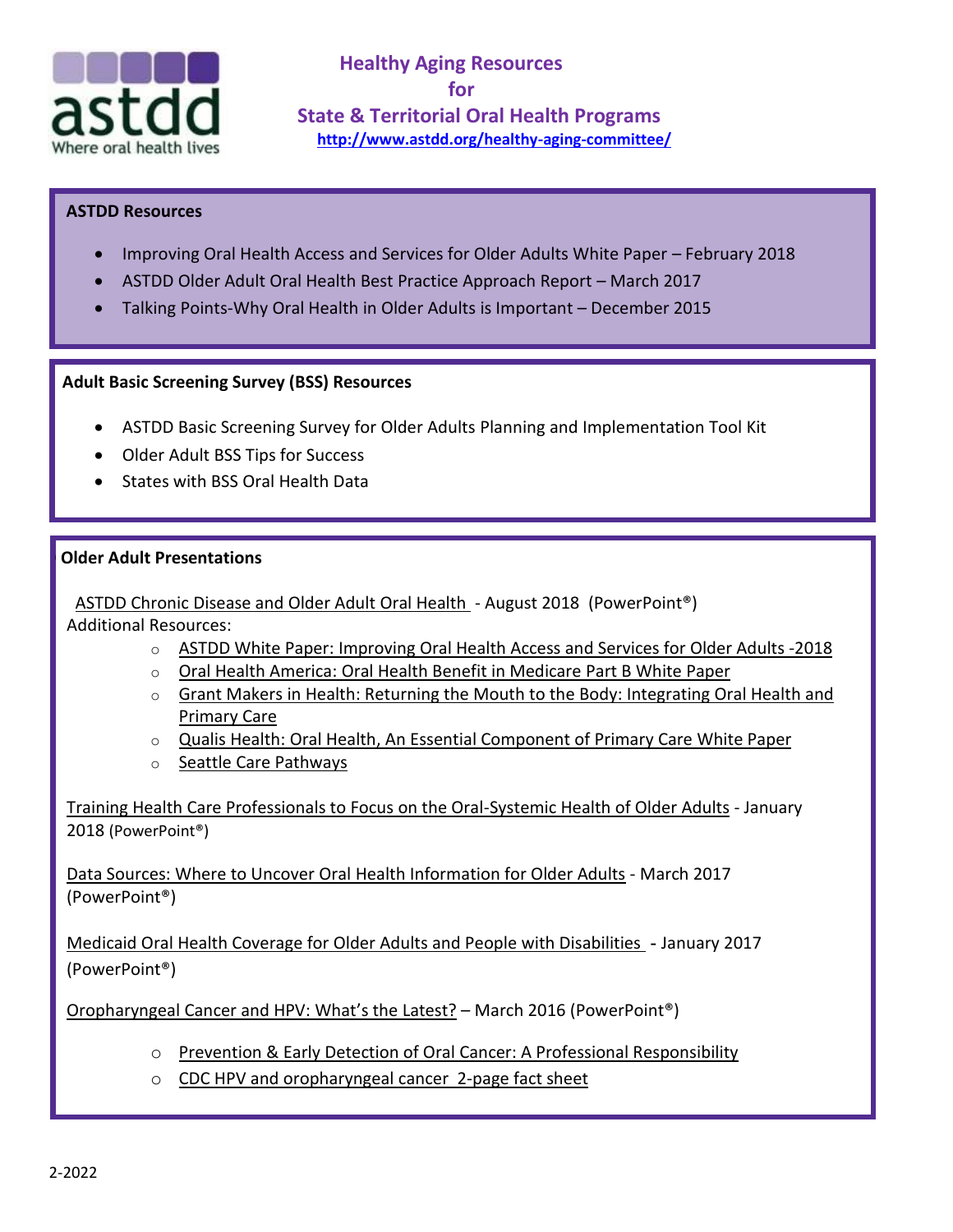# Healthy Aging Resources for State & Territorial Oral Health Programs

**http://www.astdd.org/healthy-aging-committee/**

## ASTDD Resources

- Improving Oral Health Access and Services for Older Adults White Paper – February 2018
- ASTDD Older Adult Oral Health Best Practice Approach Report – March 2017
- Talking Points-Why Oral Health in Older Adults is Important – December 2015

## Adult Basic Screening Survey (BSS) Resources

- ASTDD Basic Screening Survey for Older Adults Planning and Implementation Tool Kit
- Older Adult BSS Tips for Success
- States with BSS Oral Health Data

## Older Adult Presentations

ASTDD Chronic Disease and Older Adult Oral Health - August 2018 (PowerPoint®)

Additional Resources:

- ASTDD White Paper: Improving Oral Health Access and Services for Older Adults -2018
- Oral Health America: Oral Health Benefit in Medicare Part B White Paper
- Grant Makers in Health: Returning the Mouth to the Body: Integrating Oral Health and Primary Care
- Qualis Health: Oral Health, An Essential Component of Primary Care White Paper
- Seattle Care Pathways

Training Health Care Professionals to Focus on the Oral-Systemic Health of Older Adults - January 2018 (PowerPoint®)

Data Sources: Where to Uncover Oral Health Information for Older Adults - March 2017 (PowerPoint®)

Medicaid Oral Health Coverage for Older Adults and People with Disabilities - January 2017 (PowerPoint®)

Oropharyngeal Cancer and HPV: What's the Latest? – March 2016 (PowerPoint®)

- Prevention & Early Detection of Oral Cancer: A Professional Responsibility
- CDC HPV and oropharyngeal cancer 2-page fact sheet

2-2022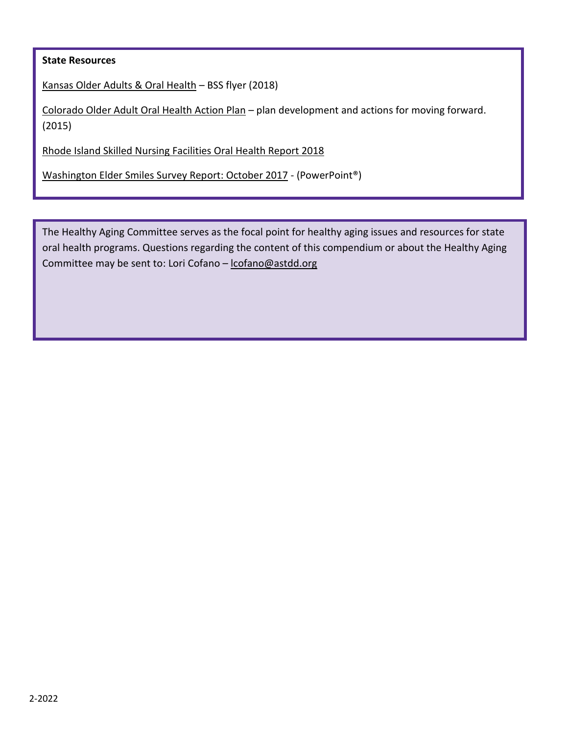**State Resources**

Kansas Older Adults & Oral Health – BSS flyer (2018)

Colorado Older Adult Oral Health Action Plan – plan development and actions for moving forward. (2015)

Rhode Island Skilled Nursing Facilities Oral Health Report 2018

Washington Elder Smiles Survey Report: October 2017 - (PowerPoint®)

The Healthy Aging Committee serves as the focal point for healthy aging issues and resources for state oral health programs. Questions regarding the content of this compendium or about the Healthy Aging Committee may be sent to: Lori Cofano – lcofano@astdd.org

2-2022